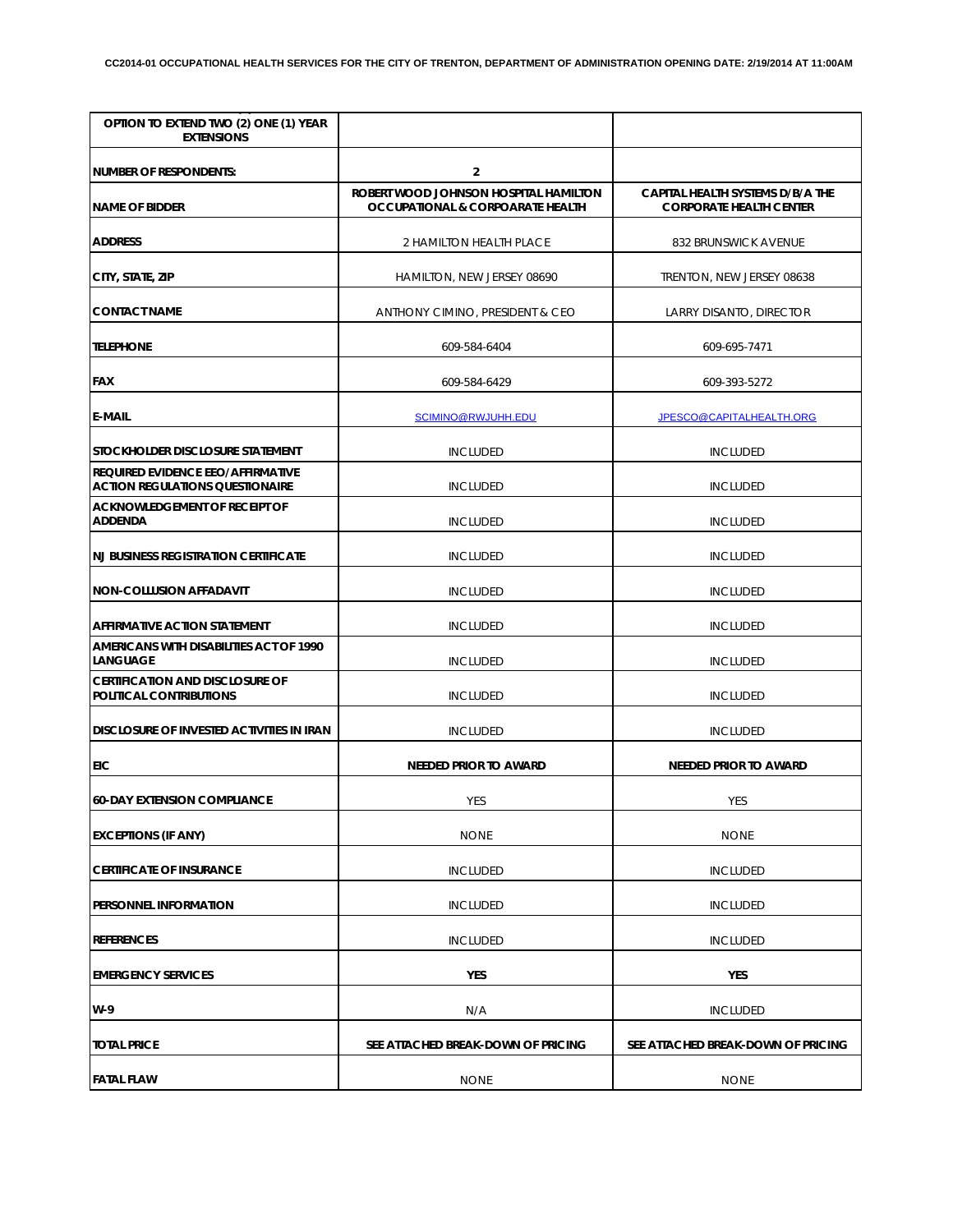**CC2014-01 OCCUPATIONAL HEALTH SERVICES FOR THE CITY OF TRENTON, DEPARTMENT OF ADMINISTRATION OPENING DATE: 2/19/2014 AT 11:00AM**

| OPTION TO EXTEND TWO (2) ONE (1) YEAR EXTENSIONS | | |
|---|---|---|
| NUMBER OF RESPONDENTS: | 2 | |
| NAME OF BIDDER | ROBERT WOOD JOHNSON HOSPITAL HAMILTON OCCUPATIONAL & CORPOARATE HEALTH | CAPITAL HEALTH SYSTEMS D/B/A THE CORPORATE HEALTH CENTER |
| ADDRESS | 2 HAMILTON HEALTH PLACE | 832 BRUNSWICK AVENUE |
| CITY, STATE, ZIP | HAMILTON, NEW JERSEY 08690 | TRENTON, NEW JERSEY 08638 |
| CONTACT NAME | ANTHONY CIMINO, PRESIDENT & CEO | LARRY DISANTO, DIRECTOR |
| TELEPHONE | 609-584-6404 | 609-695-7471 |
| FAX | 609-584-6429 | 609-393-5272 |
| E-MAIL | SCIMINO@RWJUHH.EDU | JPESCO@CAPITALHEALTH.ORG |
| STOCKHOLDER DISCLOSURE STATEMENT | INCLUDED | INCLUDED |
| REQUIRED EVIDENCE EEO/AFFIRMATIVE ACTION REGULATIONS QUESTIONAIRE | INCLUDED | INCLUDED |
| ACKNOWLEDGEMENT OF RECEIPT OF ADDENDA | INCLUDED | INCLUDED |
| NJ BUSINESS REGISTRATION CERTIFICATE | INCLUDED | INCLUDED |
| NON-COLLUSION AFFADAVIT | INCLUDED | INCLUDED |
| AFFIRMATIVE ACTION STATEMENT | INCLUDED | INCLUDED |
| AMERICANS WITH DISABILITIES ACT OF 1990 LANGUAGE | INCLUDED | INCLUDED |
| CERTIFICATION AND DISCLOSURE OF POLITICAL CONTRIBUTIONS | INCLUDED | INCLUDED |
| DISCLOSURE OF INVESTED ACTIVITIES IN IRAN | INCLUDED | INCLUDED |
| EIC | NEEDED PRIOR TO AWARD | NEEDED PRIOR TO AWARD |
| 60-DAY EXTENSION COMPLIANCE | YES | YES |
| EXCEPTIONS (IF ANY) | NONE | NONE |
| CERTIFICATE OF INSURANCE | INCLUDED | INCLUDED |
| PERSONNEL INFORMATION | INCLUDED | INCLUDED |
| REFERENCES | INCLUDED | INCLUDED |
| EMERGENCY SERVICES | YES | YES |
| W-9 | N/A | INCLUDED |
| TOTAL PRICE | SEE ATTACHED BREAK-DOWN OF PRICING | SEE ATTACHED BREAK-DOWN OF PRICING |
| FATAL FLAW | NONE | NONE |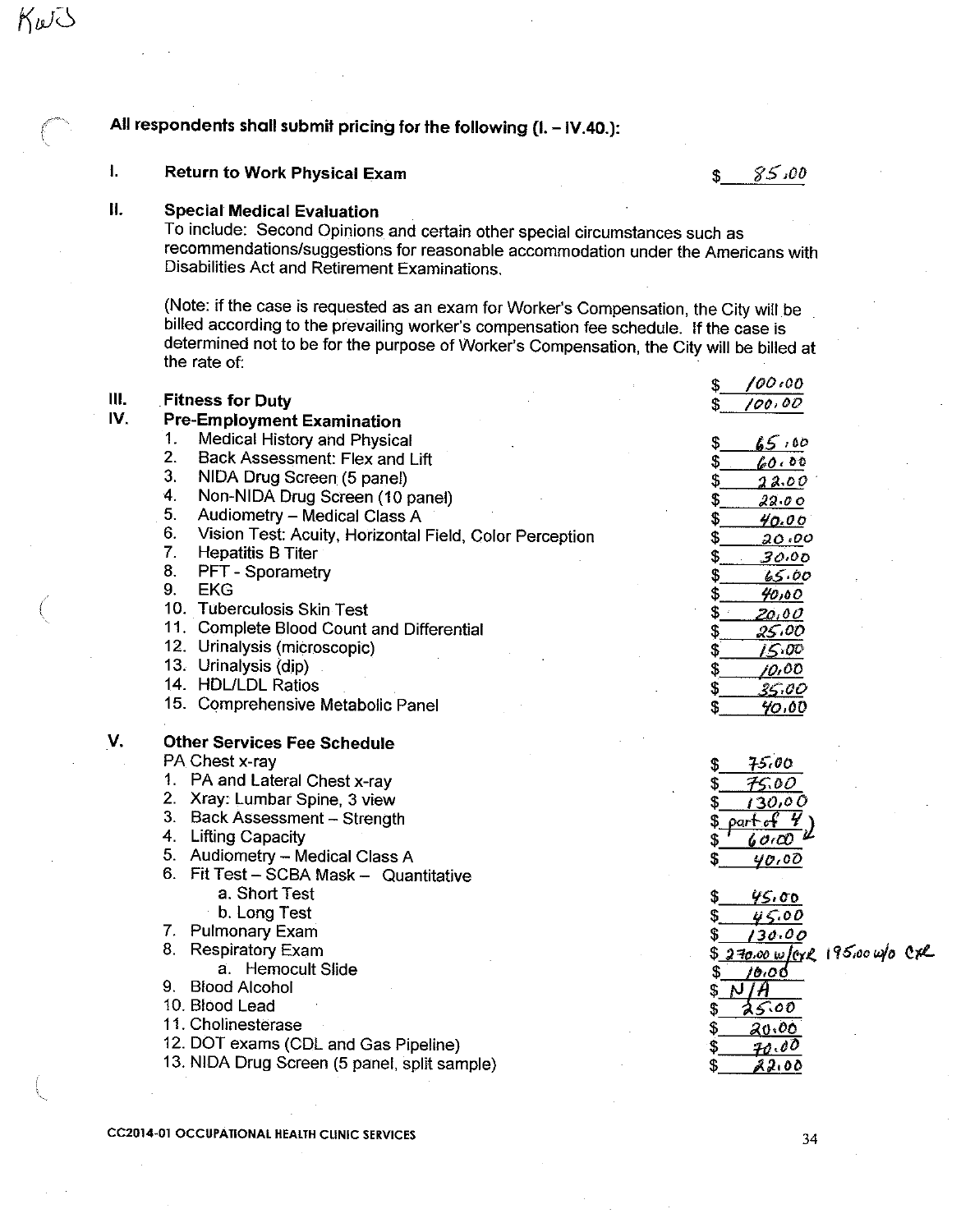KWS

**All respondents shall submit pricing for the following (I. – IV.40.):**

**I. Return to Work Physical Exam** $ 85.00

**II. Special Medical Evaluation**

To include: Second Opinions and certain other special circumstances such as recommendations/suggestions for reasonable accommodation under the Americans with Disabilities Act and Retirement Examinations.

(Note: if the case is requested as an exam for Worker's Compensation, the City will be billed according to the prevailing worker's compensation fee schedule. If the case is determined not to be for the purpose of Worker's Compensation, the City will be billed at the rate of: $ 100.00

**III. Fitness for Duty** $ 100.00

**IV. Pre-Employment Examination**

| Item | Price |
|---|---|
| 1. Medical History and Physical | $ 65.00 |
| 2. Back Assessment: Flex and Lift | $ 60.00 |
| 3. NIDA Drug Screen (5 panel) | $ 22.00 |
| 4. Non-NIDA Drug Screen (10 panel) | $ 22.00 |
| 5. Audiometry – Medical Class A | $ 40.00 |
| 6. Vision Test: Acuity, Horizontal Field, Color Perception | $ 20.00 |
| 7. Hepatitis B Titer | $ 30.00 |
| 8. PFT - Sporametry | $ 65.00 |
| 9. EKG | $ 40.00 |
| 10. Tuberculosis Skin Test | $ 20.00 |
| 11. Complete Blood Count and Differential | $ 25.00 |
| 12. Urinalysis (microscopic) | $ 15.00 |
| 13. Urinalysis (dip) | $ 10.00 |
| 14. HDL/LDL Ratios | $ 35.00 |
| 15. Comprehensive Metabolic Panel | $ 40.00 |

**V. Other Services Fee Schedule**

| Item | Price |
|---|---|
| PA Chest x-ray | $ 75.00 |
| 1. PA and Lateral Chest x-ray | $ 75.00 |
| 2. Xray: Lumbar Spine, 3 view | $ 130.00 |
| 3. Back Assessment – Strength | $ part of 4 |
| 4. Lifting Capacity | $ 60.00 |
| 5. Audiometry – Medical Class A | $ 40.00 |
| 6. Fit Test – SCBA Mask – Quantitative | |
| a. Short Test | $ 45.00 |
| b. Long Test | $ 45.00 |
| 7. Pulmonary Exam | $ 130.00 |
| 8. Respiratory Exam | $ 270.00 w/CXR 195.00 w/o CXR |
| a. Hemocult Slide | $ 10.00 |
| 9. Blood Alcohol | $ N/A |
| 10. Blood Lead | $ 25.00 |
| 11. Cholinesterase | $ 20.00 |
| 12. DOT exams (CDL and Gas Pipeline) | $ 70.00 |
| 13. NIDA Drug Screen (5 panel, split sample) | $ 22.00 |

CC2014-01 OCCUPATIONAL HEALTH CLINIC SERVICES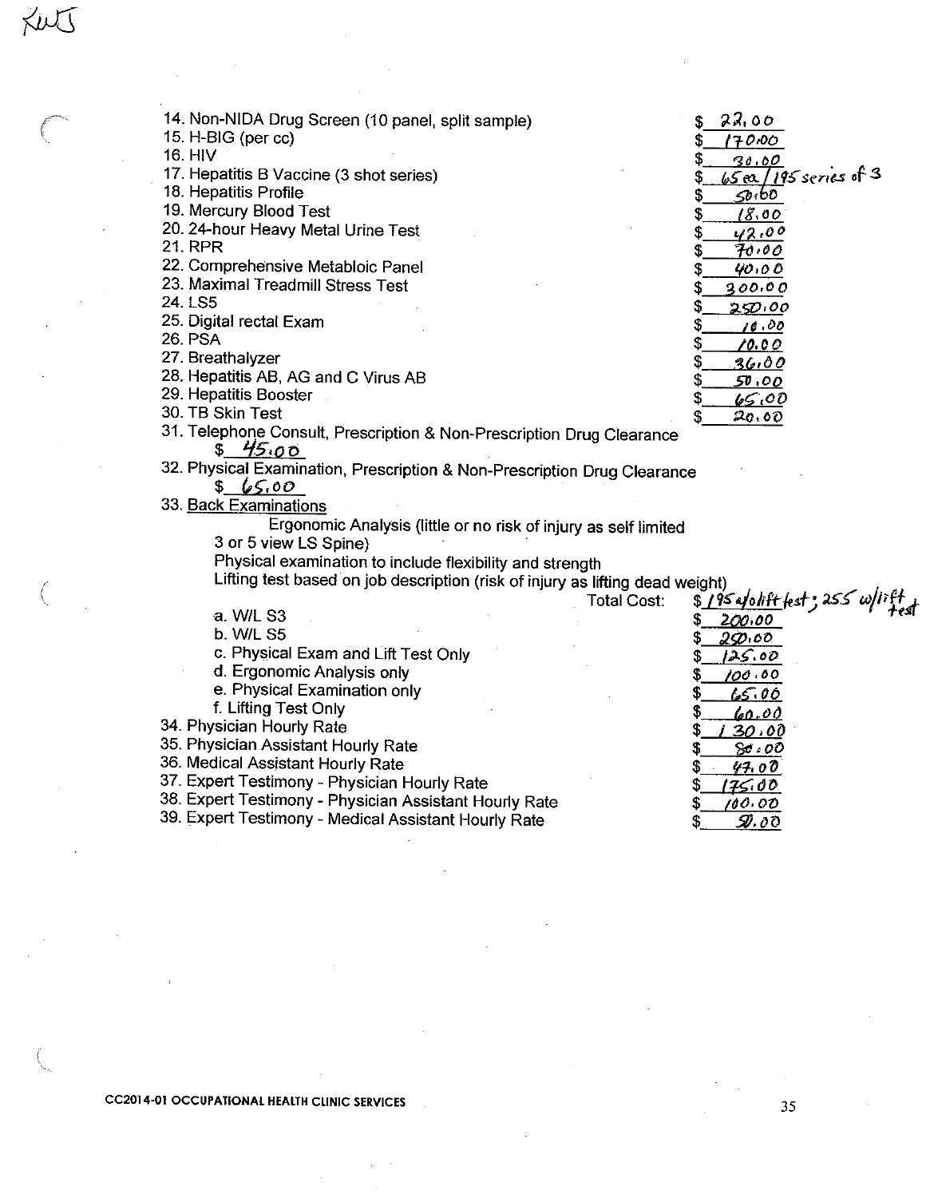KWJ

14. Non-NIDA Drug Screen (10 panel, split sample) $ 22.00
15. H-BIG (per cc) $ 170.00
16. HIV $ 30.00
17. Hepatitis B Vaccine (3 shot series) $ 65 ea / 195 series of 3
18. Hepatitis Profile $ 50.00
19. Mercury Blood Test $ 18.00
20. 24-hour Heavy Metal Urine Test $ 42.00
21. RPR $ 70.00
22. Comprehensive Metabloic Panel $ 40.00
23. Maximal Treadmill Stress Test $ 300.00
24. LS5 $ 250.00
25. Digital rectal Exam $ 10.00
26. PSA $ 10.00
27. Breathalyzer $ 36.00
28. Hepatitis AB, AG and C Virus AB $ 50.00
29. Hepatitis Booster $ 65.00
30. TB Skin Test $ 20.00
31. Telephone Consult, Prescription & Non-Prescription Drug Clearance
    $ 45.00
32. Physical Examination, Prescription & Non-Prescription Drug Clearance
    $ 65.00
33. Back Examinations
    Ergonomic Analysis (little or no risk of injury as self limited
    3 or 5 view LS Spine)
    Physical examination to include flexibility and strength
    Lifting test based on job description (risk of injury as lifting dead weight)
    Total Cost: $ 195 w/o lift test; 255 w/lift test
    a. W/L S3 $ 200.00
    b. W/L S5 $ 250.00
    c. Physical Exam and Lift Test Only $ 125.00
    d. Ergonomic Analysis only $ 100.00
    e. Physical Examination only $ 65.00
    f. Lifting Test Only $ 60.00
34. Physician Hourly Rate $ 130.00
35. Physician Assistant Hourly Rate $ 80.00
36. Medical Assistant Hourly Rate $ 47.00
37. Expert Testimony - Physician Hourly Rate $ 175.00
38. Expert Testimony - Physician Assistant Hourly Rate $ 100.00
39. Expert Testimony - Medical Assistant Hourly Rate $ 50.00

CC2014-01 OCCUPATIONAL HEALTH CLINIC SERVICES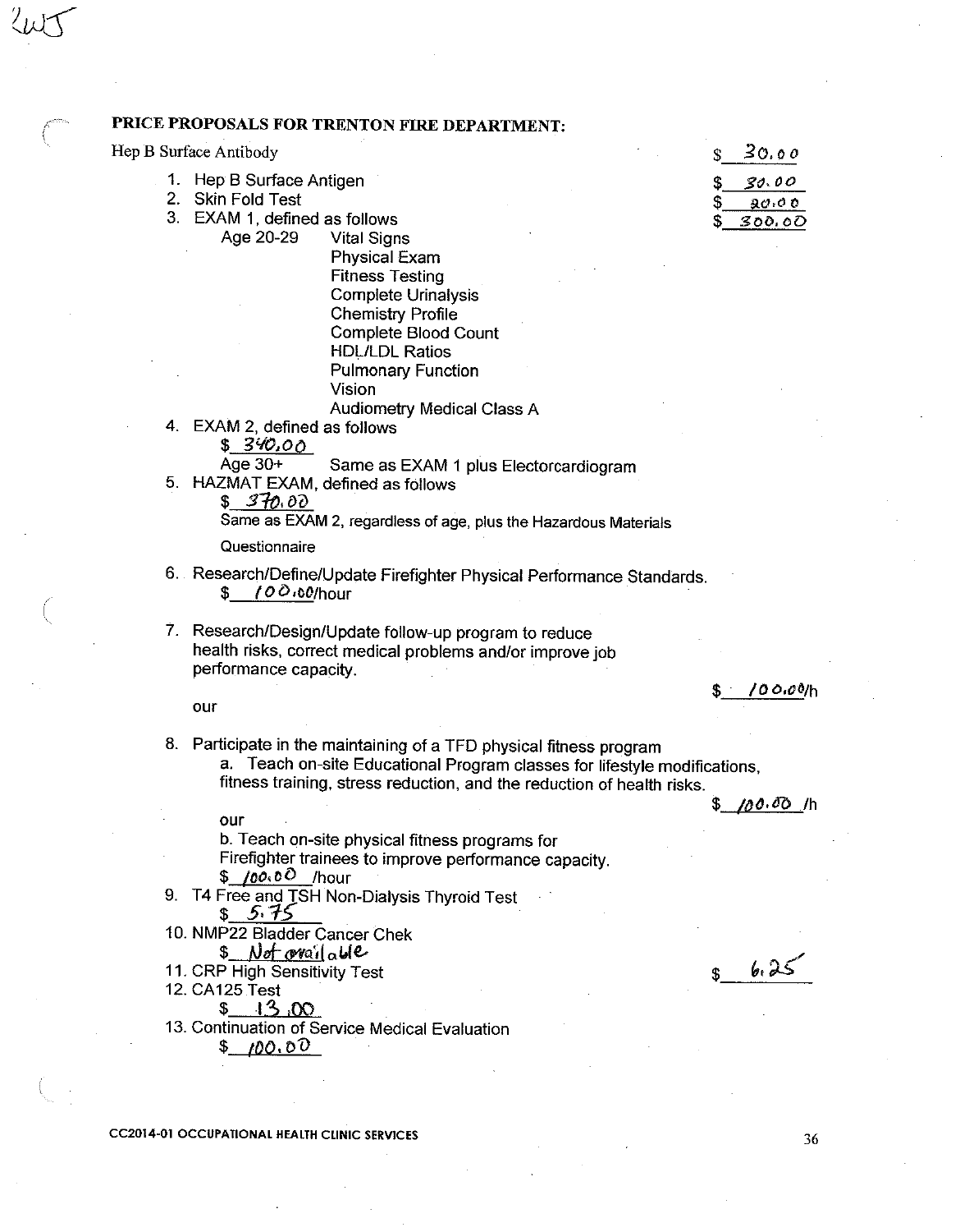2WJ

## PRICE PROPOSALS FOR TRENTON FIRE DEPARTMENT:

Hep B Surface Antibody $ 30.00

1. Hep B Surface Antigen $ 30.00
2. Skin Fold Test $ 20.00
3. EXAM 1, defined as follows $ 300.00

   Age 20-29 Vital Signs
   Physical Exam
   Fitness Testing
   Complete Urinalysis
   Chemistry Profile
   Complete Blood Count
   HDL/LDL Ratios
   Pulmonary Function
   Vision
   Audiometry Medical Class A

4. EXAM 2, defined as follows
   $ 340.00
   Age 30+ Same as EXAM 1 plus Electorcardiogram
5. HAZMAT EXAM, defined as follows
   $ 370.00
   Same as EXAM 2, regardless of age, plus the Hazardous Materials Questionnaire
6. Research/Define/Update Firefighter Physical Performance Standards.
   $ 100.00/hour
7. Research/Design/Update follow-up program to reduce health risks, correct medical problems and/or improve job performance capacity.
   $ 100.00/hour
8. Participate in the maintaining of a TFD physical fitness program
   a. Teach on-site Educational Program classes for lifestyle modifications, fitness training, stress reduction, and the reduction of health risks.
   $ 100.00 /hour
   b. Teach on-site physical fitness programs for Firefighter trainees to improve performance capacity.
   $ 100.00 /hour
9. T4 Free and TSH Non-Dialysis Thyroid Test
   $ 5.75
10. NMP22 Bladder Cancer Chek
    $ Not available
11. CRP High Sensitivity Test $ 6.25
12. CA125 Test
    $ 13.00
13. Continuation of Service Medical Evaluation
    $ 100.00

CC2014-01 OCCUPATIONAL HEALTH CLINIC SERVICES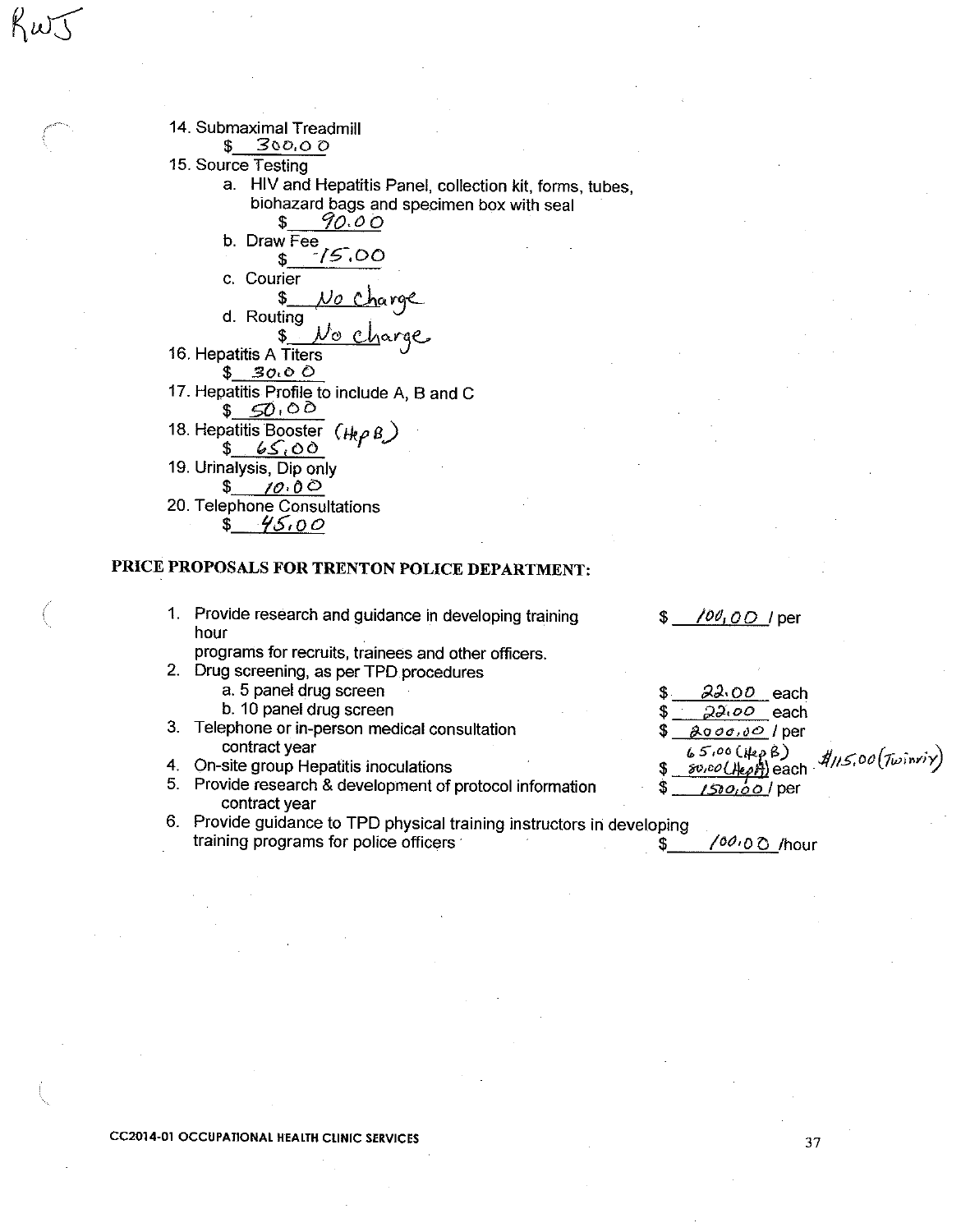RWJ

14. Submaximal Treadmill
    $ 300.00
15. Source Testing
    a. HIV and Hepatitis Panel, collection kit, forms, tubes, biohazard bags and specimen box with seal
       $ 90.00
    b. Draw Fee
       $ 15.00
    c. Courier
       $ No charge
    d. Routing
       $ No charge
16. Hepatitis A Titers
    $ 30.00
17. Hepatitis Profile to include A, B and C
    $ 50.00
18. Hepatitis Booster (Hep B)
    $ 65.00
19. Urinalysis, Dip only
    $ 10.00
20. Telephone Consultations
    $ 45.00

**PRICE PROPOSALS FOR TRENTON POLICE DEPARTMENT:**

1. Provide research and guidance in developing training programs for recruits, trainees and other officers. — $ 100.00 / per hour
2. Drug screening, as per TPD procedures
   a. 5 panel drug screen — $ 22.00 each
   b. 10 panel drug screen — $ 22.00 each
3. Telephone or in-person medical consultation — $ 2000.00 / per contract year
4. On-site group Hepatitis inoculations — $ 65.00 (Hep B) 80.00 (Hep A) each; $115.00 (Twinrix)
5. Provide research & development of protocol information — $ 1500.00 / per contract year
6. Provide guidance to TPD physical training instructors in developing training programs for police officers — $ 100.00 /hour

CC2014-01 OCCUPATIONAL HEALTH CLINIC SERVICES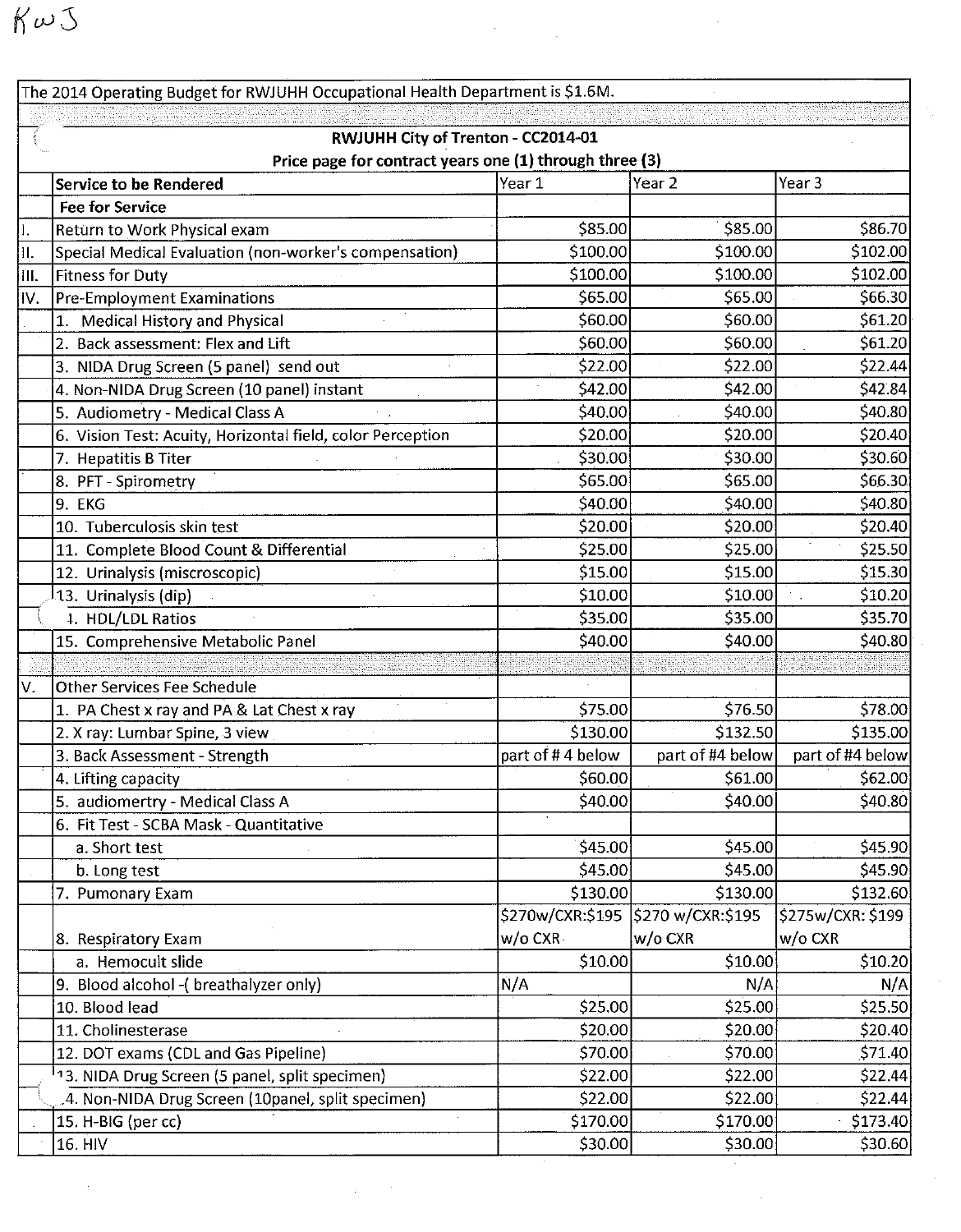KwJ

The 2014 Operating Budget for RWJUHH Occupational Health Department is $1.6M.

**RWJUHH City of Trenton - CC2014-01**
**Price page for contract years one (1) through three (3)**

| | Service to be Rendered | Year 1 | Year 2 | Year 3 |
|---|---|---|---|---|
| | **Fee for Service** | | | |
| I. | Return to Work Physical exam | $85.00 | $85.00 | $86.70 |
| II. | Special Medical Evaluation (non-worker's compensation) | $100.00 | $100.00 | $102.00 |
| III. | Fitness for Duty | $100.00 | $100.00 | $102.00 |
| IV. | Pre-Employment Examinations | $65.00 | $65.00 | $66.30 |
| | 1. Medical History and Physical | $60.00 | $60.00 | $61.20 |
| | 2. Back assessment: Flex and Lift | $60.00 | $60.00 | $61.20 |
| | 3. NIDA Drug Screen (5 panel) send out | $22.00 | $22.00 | $22.44 |
| | 4. Non-NIDA Drug Screen (10 panel) instant | $42.00 | $42.00 | $42.84 |
| | 5. Audiometry - Medical Class A | $40.00 | $40.00 | $40.80 |
| | 6. Vision Test: Acuity, Horizontal field, color Perception | $20.00 | $20.00 | $20.40 |
| | 7. Hepatitis B Titer | $30.00 | $30.00 | $30.60 |
| | 8. PFT - Spirometry | $65.00 | $65.00 | $66.30 |
| | 9. EKG | $40.00 | $40.00 | $40.80 |
| | 10. Tuberculosis skin test | $20.00 | $20.00 | $20.40 |
| | 11. Complete Blood Count & Differential | $25.00 | $25.00 | $25.50 |
| | 12. Urinalysis (miscroscopic) | $15.00 | $15.00 | $15.30 |
| | 13. Urinalysis (dip) | $10.00 | $10.00 | $10.20 |
| | 14. HDL/LDL Ratios | $35.00 | $35.00 | $35.70 |
| | 15. Comprehensive Metabolic Panel | $40.00 | $40.00 | $40.80 |
| | | | | |
| V. | Other Services Fee Schedule | | | |
| | 1. PA Chest x ray and PA & Lat Chest x ray | $75.00 | $76.50 | $78.00 |
| | 2. X ray: Lumbar Spine, 3 view | $130.00 | $132.50 | $135.00 |
| | 3. Back Assessment - Strength | part of # 4 below | part of #4 below | part of #4 below |
| | 4. Lifting capacity | $60.00 | $61.00 | $62.00 |
| | 5. audiomertry - Medical Class A | $40.00 | $40.00 | $40.80 |
| | 6. Fit Test - SCBA Mask - Quantitative | | | |
| | a. Short test | $45.00 | $45.00 | $45.90 |
| | b. Long test | $45.00 | $45.00 | $45.90 |
| | 7. Pumonary Exam | $130.00 | $130.00 | $132.60 |
| | 8. Respiratory Exam | $270w/CXR:$195 w/o CXR | $270 w/CXR:$195 w/o CXR | $275w/CXR: $199 w/o CXR |
| | a. Hemocult slide | $10.00 | $10.00 | $10.20 |
| | 9. Blood alcohol -( breathalyzer only) | N/A | N/A | N/A |
| | 10. Blood lead | $25.00 | $25.00 | $25.50 |
| | 11. Cholinesterase | $20.00 | $20.00 | $20.40 |
| | 12. DOT exams (CDL and Gas Pipeline) | $70.00 | $70.00 | $71.40 |
| | 13. NIDA Drug Screen (5 panel, split specimen) | $22.00 | $22.00 | $22.44 |
| | 14. Non-NIDA Drug Screen (10panel, split specimen) | $22.00 | $22.00 | $22.44 |
| | 15. H-BIG (per cc) | $170.00 | $170.00 | $173.40 |
| | 16. HIV | $30.00 | $30.00 | $30.60 |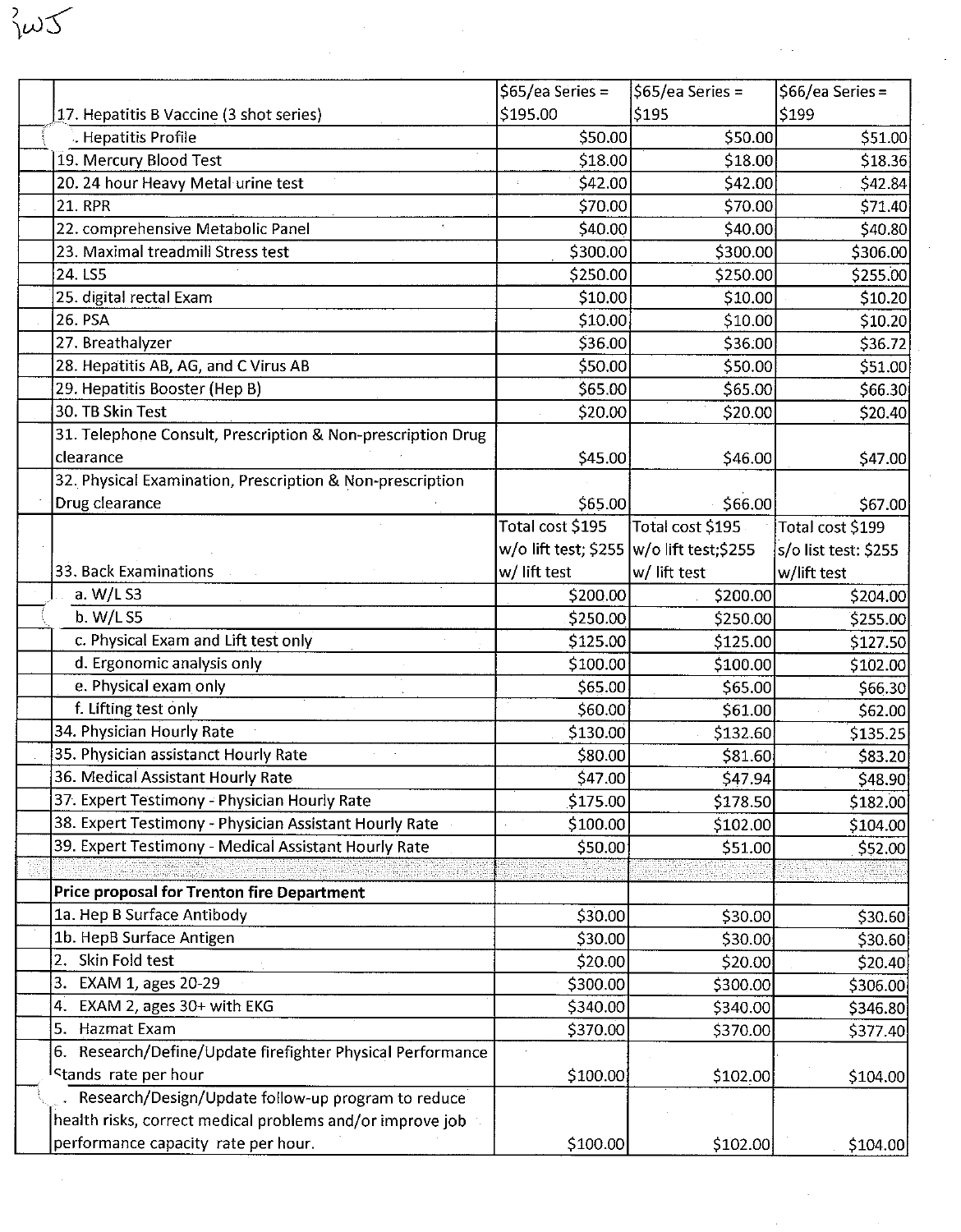?wJ

| | | | |
|---|---|---|---|
| 17. Hepatitis B Vaccine (3 shot series) | $65/ea Series = $195.00 | $65/ea Series = $195 | $66/ea Series = $199 |
| . Hepatitis Profile | $50.00 | $50.00 | $51.00 |
| 19. Mercury Blood Test | $18.00 | $18.00 | $18.36 |
| 20. 24 hour Heavy Metal urine test | $42.00 | $42.00 | $42.84 |
| 21. RPR | $70.00 | $70.00 | $71.40 |
| 22. comprehensive Metabolic Panel | $40.00 | $40.00 | $40.80 |
| 23. Maximal treadmill Stress test | $300.00 | $300.00 | $306.00 |
| 24. LS5 | $250.00 | $250.00 | $255.00 |
| 25. digital rectal Exam | $10.00 | $10.00 | $10.20 |
| 26. PSA | $10.00 | $10.00 | $10.20 |
| 27. Breathalyzer | $36.00 | $36.00 | $36.72 |
| 28. Hepatitis AB, AG, and C Virus AB | $50.00 | $50.00 | $51.00 |
| 29. Hepatitis Booster (Hep B) | $65.00 | $65.00 | $66.30 |
| 30. TB Skin Test | $20.00 | $20.00 | $20.40 |
| 31. Telephone Consult, Prescription & Non-prescription Drug clearance | $45.00 | $46.00 | $47.00 |
| 32. Physical Examination, Prescription & Non-prescription Drug clearance | $65.00 | $66.00 | $67.00 |
| 33. Back Examinations | Total cost $195 w/o lift test; $255 w/ lift test | Total cost $195 w/o lift test;$255 w/ lift test | Total cost $199 s/o list test: $255 w/lift test |
| a. W/L S3 | $200.00 | $200.00 | $204.00 |
| b. W/L S5 | $250.00 | $250.00 | $255.00 |
| c. Physical Exam and Lift test only | $125.00 | $125.00 | $127.50 |
| d. Ergonomic analysis only | $100.00 | $100.00 | $102.00 |
| e. Physical exam only | $65.00 | $65.00 | $66.30 |
| f. Lifting test only | $60.00 | $61.00 | $62.00 |
| 34. Physician Hourly Rate | $130.00 | $132.60 | $135.25 |
| 35. Physician assistanct Hourly Rate | $80.00 | $81.60 | $83.20 |
| 36. Medical Assistant Hourly Rate | $47.00 | $47.94 | $48.90 |
| 37. Expert Testimony - Physician Hourly Rate | $175.00 | $178.50 | $182.00 |
| 38. Expert Testimony - Physician Assistant Hourly Rate | $100.00 | $102.00 | $104.00 |
| 39. Expert Testimony - Medical Assistant Hourly Rate | $50.00 | $51.00 | $52.00 |
| | | | |
| **Price proposal for Trenton fire Department** | | | |
| 1a. Hep B Surface Antibody | $30.00 | $30.00 | $30.60 |
| 1b. HepB Surface Antigen | $30.00 | $30.00 | $30.60 |
| 2. Skin Fold test | $20.00 | $20.00 | $20.40 |
| 3. EXAM 1, ages 20-29 | $300.00 | $300.00 | $306.00 |
| 4. EXAM 2, ages 30+ with EKG | $340.00 | $340.00 | $346.80 |
| 5. Hazmat Exam | $370.00 | $370.00 | $377.40 |
| 6. Research/Define/Update firefighter Physical Performance Stands rate per hour | $100.00 | $102.00 | $104.00 |
| . Research/Design/Update follow-up program to reduce health risks, correct medical problems and/or improve job performance capacity rate per hour. | $100.00 | $102.00 | $104.00 |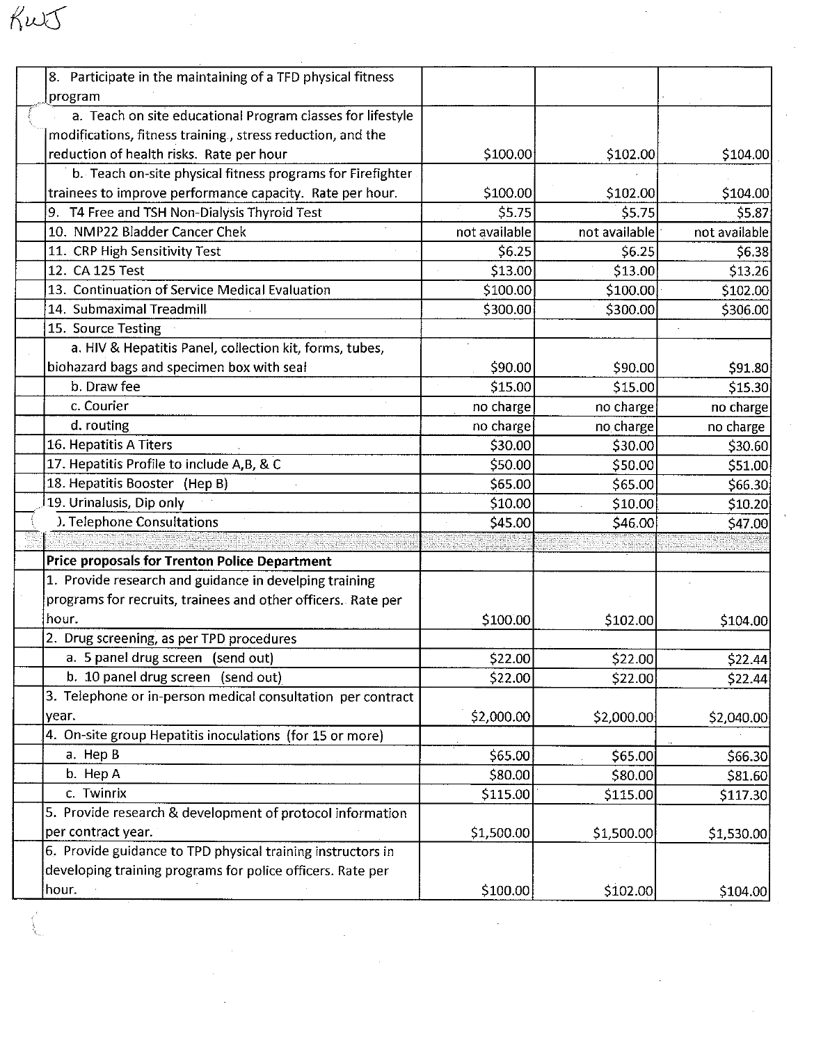KWJ

| | | | |
|---|---|---|---|
| 8. Participate in the maintaining of a TFD physical fitness program | | | |
| a. Teach on site educational Program classes for lifestyle modifications, fitness training., stress reduction, and the reduction of health risks. Rate per hour | $100.00 | $102.00 | $104.00 |
| b. Teach on-site physical fitness programs for Firefighter trainees to improve performance capacity. Rate per hour. | $100.00 | $102.00 | $104.00 |
| 9. T4 Free and TSH Non-Dialysis Thyroid Test | $5.75 | $5.75 | $5.87 |
| 10. NMP22 Bladder Cancer Chek | not available | not available | not available |
| 11. CRP High Sensitivity Test | $6.25 | $6.25 | $6.38 |
| 12. CA 125 Test | $13.00 | $13.00 | $13.26 |
| 13. Continuation of Service Medical Evaluation | $100.00 | $100.00 | $102.00 |
| 14. Submaximal Treadmill | $300.00 | $300.00 | $306.00 |
| 15. Source Testing | | | |
| a. HIV & Hepatitis Panel, collection kit, forms, tubes, biohazard bags and specimen box with seal | $90.00 | $90.00 | $91.80 |
| b. Draw fee | $15.00 | $15.00 | $15.30 |
| c. Courier | no charge | no charge | no charge |
| d. routing | no charge | no charge | no charge |
| 16. Hepatitis A Titers | $30.00 | $30.00 | $30.60 |
| 17. Hepatitis Profile to include A,B, & C | $50.00 | $50.00 | $51.00 |
| 18. Hepatitis Booster (Hep B) | $65.00 | $65.00 | $66.30 |
| 19. Urinalusis, Dip only | $10.00 | $10.00 | $10.20 |
| ). Telephone Consultations | $45.00 | $46.00 | $47.00 |
| | | | |
| **Price proposals for Trenton Police Department** | | | |
| 1. Provide research and guidance in develping training programs for recruits, trainees and other officers. Rate per hour. | $100.00 | $102.00 | $104.00 |
| 2. Drug screening, as per TPD procedures | | | |
| a. 5 panel drug screen (send out) | $22.00 | $22.00 | $22.44 |
| b. 10 panel drug screen (send out) | $22.00 | $22.00 | $22.44 |
| 3. Telephone or in-person medical consultation per contract year. | $2,000.00 | $2,000.00 | $2,040.00 |
| 4. On-site group Hepatitis inoculations (for 15 or more) | | | |
| a. Hep B | $65.00 | $65.00 | $66.30 |
| b. Hep A | $80.00 | $80.00 | $81.60 |
| c. Twinrix | $115.00 | $115.00 | $117.30 |
| 5. Provide research & development of protocol information per contract year. | $1,500.00 | $1,500.00 | $1,530.00 |
| 6. Provide guidance to TPD physical training instructors in developing training programs for police officers. Rate per hour. | $100.00 | $102.00 | $104.00 |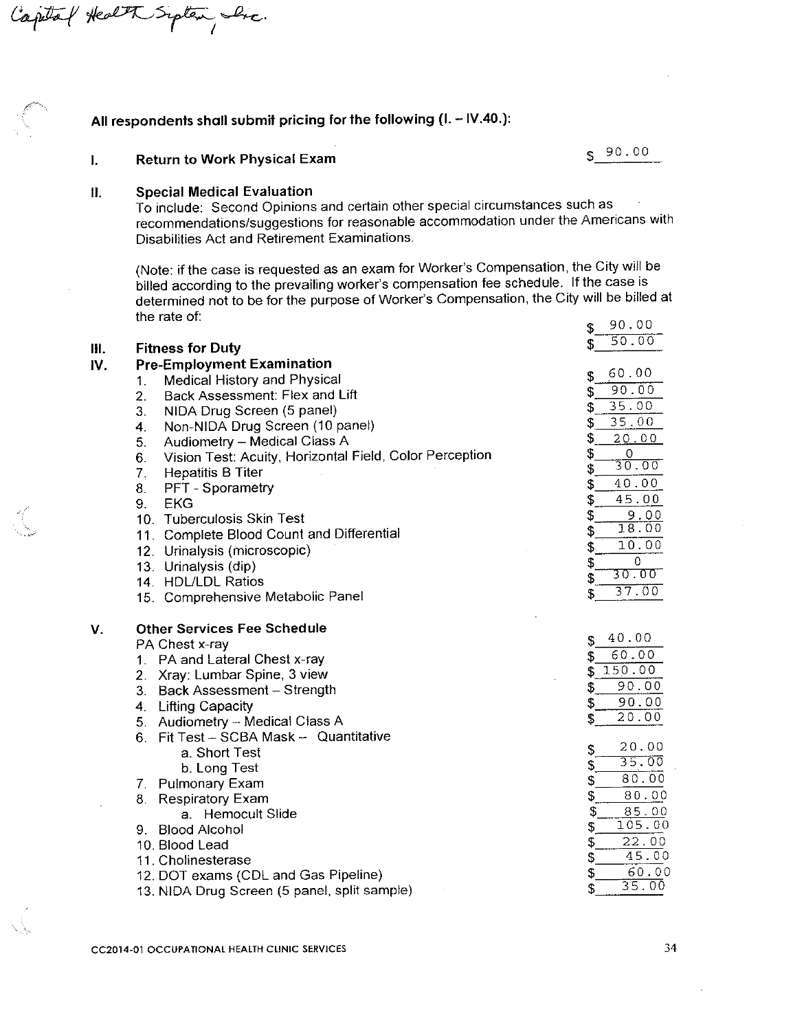*Capital Health System, Inc.*

**All respondents shall submit pricing for the following (I. – IV.40.):**

| | | |
|---|---|---|
| **I.** | **Return to Work Physical Exam** | $ 90.00 |
| **II.** | **Special Medical Evaluation**<br>To include: Second Opinions and certain other special circumstances such as recommendations/suggestions for reasonable accommodation under the Americans with Disabilities Act and Retirement Examinations.<br><br>(Note: if the case is requested as an exam for Worker's Compensation, the City will be billed according to the prevailing worker's compensation fee schedule. If the case is determined not to be for the purpose of Worker's Compensation, the City will be billed at the rate of: | $ 90.00 |
| **III.** | **Fitness for Duty** | $ 50.00 |
| **IV.** | **Pre-Employment Examination** | |
| | 1. Medical History and Physical | $ 60.00 |
| | 2. Back Assessment: Flex and Lift | $ 90.00 |
| | 3. NIDA Drug Screen (5 panel) | $ 35.00 |
| | 4. Non-NIDA Drug Screen (10 panel) | $ 35.00 |
| | 5. Audiometry – Medical Class A | $ 20.00 |
| | 6. Vision Test: Acuity, Horizontal Field, Color Perception | $ 0 |
| | 7. Hepatitis B Titer | $ 30.00 |
| | 8. PFT - Sporametry | $ 40.00 |
| | 9. EKG | $ 45.00 |
| | 10. Tuberculosis Skin Test | $ 9.00 |
| | 11. Complete Blood Count and Differential | $ 18.00 |
| | 12. Urinalysis (microscopic) | $ 10.00 |
| | 13. Urinalysis (dip) | $ 0 |
| | 14. HDL/LDL Ratios | $ 30.00 |
| | 15. Comprehensive Metabolic Panel | $ 37.00 |
| **V.** | **Other Services Fee Schedule** | |
| | PA Chest x-ray | $ 40.00 |
| | 1. PA and Lateral Chest x-ray | $ 60.00 |
| | 2. Xray: Lumbar Spine, 3 view | $ 150.00 |
| | 3. Back Assessment – Strength | $ 90.00 |
| | 4. Lifting Capacity | $ 90.00 |
| | 5. Audiometry – Medical Class A | $ 20.00 |
| | 6. Fit Test – SCBA Mask – Quantitative | |
| | a. Short Test | $ 20.00 |
| | b. Long Test | $ 35.00 |
| | 7. Pulmonary Exam | $ 80.00 |
| | 8. Respiratory Exam | $ 80.00 |
| | a. Hemocult Slide | $ 85.00 |
| | 9. Blood Alcohol | $ 105.00 |
| | 10. Blood Lead | $ 22.00 |
| | 11. Cholinesterase | $ 45.00 |
| | 12. DOT exams (CDL and Gas Pipeline) | $ 60.00 |
| | 13. NIDA Drug Screen (5 panel, split sample) | $ 35.00 |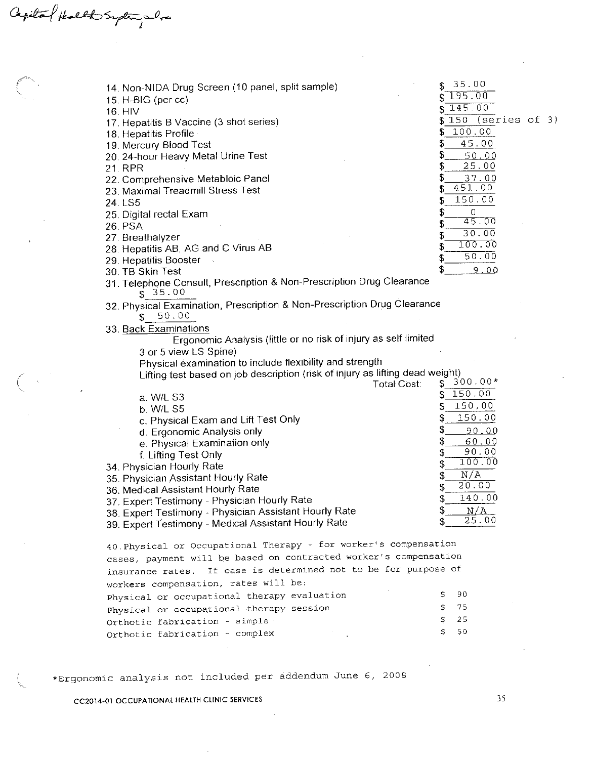Capital Health System, Inc.

14. Non-NIDA Drug Screen (10 panel, split sample) $ 35.00
15. H-BIG (per cc) $ 195.00
16. HIV $ 145.00
17. Hepatitis B Vaccine (3 shot series) $ 150 (series of 3)
18. Hepatitis Profile $ 100.00
19. Mercury Blood Test $ 45.00
20. 24-hour Heavy Metal Urine Test $ 50.00
21. RPR $ 25.00
22. Comprehensive Metabloic Panel $ 37.00
23. Maximal Treadmill Stress Test $ 451.00
24. LS5 $ 150.00
25. Digital rectal Exam $ 0
26. PSA $ 45.00
27. Breathalyzer $ 30.00
28. Hepatitis AB, AG and C Virus AB $ 100.00
29. Hepatitis Booster $ 50.00
30. TB Skin Test $ 9.00
31. Telephone Consult, Prescription & Non-Prescription Drug Clearance
    $ 35.00
32. Physical Examination, Prescription & Non-Prescription Drug Clearance
    $ 50.00
33. Back Examinations
    Ergonomic Analysis (little or no risk of injury as self limited 3 or 5 view LS Spine)
    Physical examination to include flexibility and strength
    Lifting test based on job description (risk of injury as lifting dead weight)
    Total Cost: $ 300.00*
    a. W/L S3 $ 150.00
    b. W/L S5 $ 150.00
    c. Physical Exam and Lift Test Only $ 150.00
    d. Ergonomic Analysis only $ 90.00
    e. Physical Examination only $ 60.00
    f. Lifting Test Only $ 90.00
34. Physician Hourly Rate $ 100.00
35. Physician Assistant Hourly Rate $ N/A
36. Medical Assistant Hourly Rate $ 20.00
37. Expert Testimony - Physician Hourly Rate $ 140.00
38. Expert Testimony - Physician Assistant Hourly Rate $ N/A
39. Expert Testimony - Medical Assistant Hourly Rate $ 25.00

40. Physical or Occupational Therapy - for worker's compensation cases, payment will be based on contracted worker's compensation insurance rates. If case is determined not to be for purpose of workers compensation, rates will be:

| | |
|---|---|
| Physical or occupational therapy evaluation | $ 90 |
| Physical or occupational therapy session | $ 75 |
| Orthotic fabrication - simple | $ 25 |
| Orthotic fabrication - complex | $ 50 |

*Ergonomic analysis not included per addendum June 6, 2008

CC2014-01 OCCUPATIONAL HEALTH CLINIC SERVICES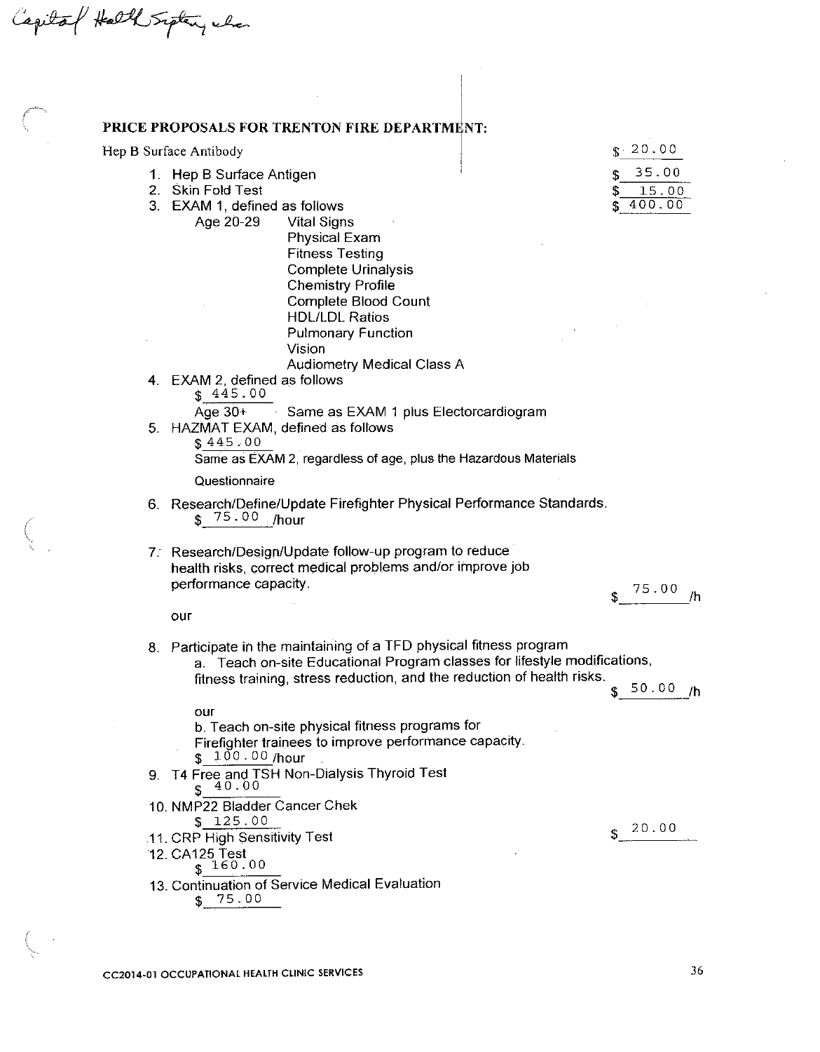Capital Health System, Inc.

**PRICE PROPOSALS FOR TRENTON FIRE DEPARTMENT:**

Hep B Surface Antibody $ 20.00

1. Hep B Surface Antigen $ 35.00
2. Skin Fold Test $ 15.00
3. EXAM 1, defined as follows $ 400.00

   Age 20-29
   - Vital Signs
   - Physical Exam
   - Fitness Testing
   - Complete Urinalysis
   - Chemistry Profile
   - Complete Blood Count
   - HDL/LDL Ratios
   - Pulmonary Function
   - Vision
   - Audiometry Medical Class A

4. EXAM 2, defined as follows
   $ 445.00
   Age 30+ Same as EXAM 1 plus Electorcardiogram
5. HAZMAT EXAM, defined as follows
   $ 445.00
   Same as EXAM 2, regardless of age, plus the Hazardous Materials Questionnaire
6. Research/Define/Update Firefighter Physical Performance Standards.
   $ 75.00 /hour
7. Research/Design/Update follow-up program to reduce health risks, correct medical problems and/or improve job performance capacity. $ 75.00 /hour
8. Participate in the maintaining of a TFD physical fitness program
   a. Teach on-site Educational Program classes for lifestyle modifications, fitness training, stress reduction, and the reduction of health risks. $ 50.00 /hour
   b. Teach on-site physical fitness programs for Firefighter trainees to improve performance capacity.
   $ 100.00 /hour
9. T4 Free and TSH Non-Dialysis Thyroid Test
   $ 40.00
10. NMP22 Bladder Cancer Chek
    $ 125.00
11. CRP High Sensitivity Test $ 20.00
12. CA125 Test
    $ 160.00
13. Continuation of Service Medical Evaluation
    $ 75.00

CC2014-01 OCCUPATIONAL HEALTH CLINIC SERVICES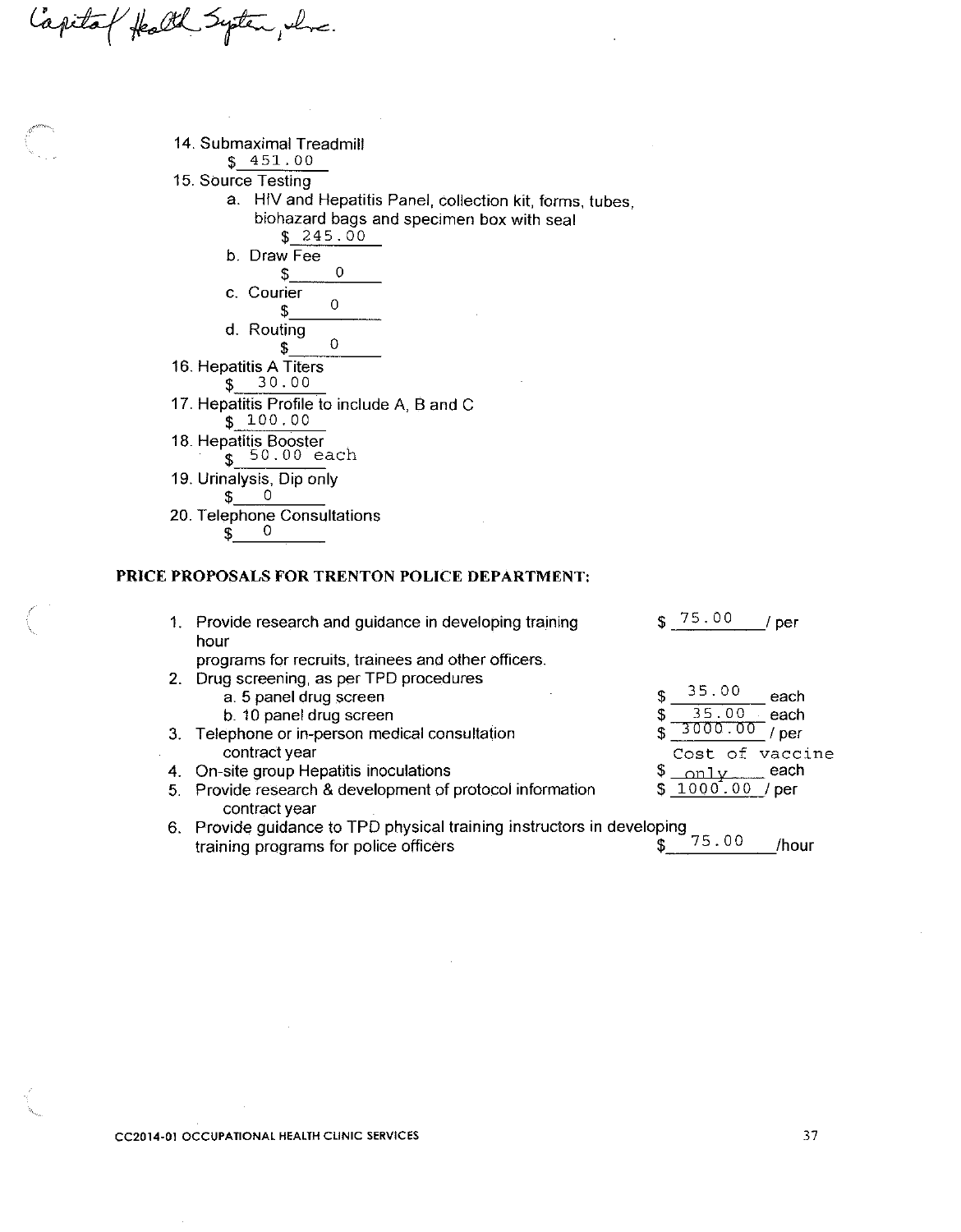Capital Health System, Inc.

14. Submaximal Treadmill
    $ 451.00
15. Source Testing
    a. HIV and Hepatitis Panel, collection kit, forms, tubes, biohazard bags and specimen box with seal
       $ 245.00
    b. Draw Fee
       $ 0
    c. Courier
       $ 0
    d. Routing
       $ 0
16. Hepatitis A Titers
    $ 30.00
17. Hepatitis Profile to include A, B and C
    $ 100.00
18. Hepatitis Booster
    $ 50.00 each
19. Urinalysis, Dip only
    $ 0
20. Telephone Consultations
    $ 0

**PRICE PROPOSALS FOR TRENTON POLICE DEPARTMENT:**

1. Provide research and guidance in developing training programs for recruits, trainees and other officers. — $ 75.00 / per hour
2. Drug screening, as per TPD procedures
   a. 5 panel drug screen — $ 35.00 each
   b. 10 panel drug screen — $ 35.00 each
3. Telephone or in-person medical consultation — $ 3000.00 / per contract year
4. On-site group Hepatitis inoculations — $ Cost of vaccine only each
5. Provide research & development of protocol information — $ 1000.00 / per contract year
6. Provide guidance to TPD physical training instructors in developing training programs for police officers — $ 75.00 /hour

CC2014-01 OCCUPATIONAL HEALTH CLINIC SERVICES